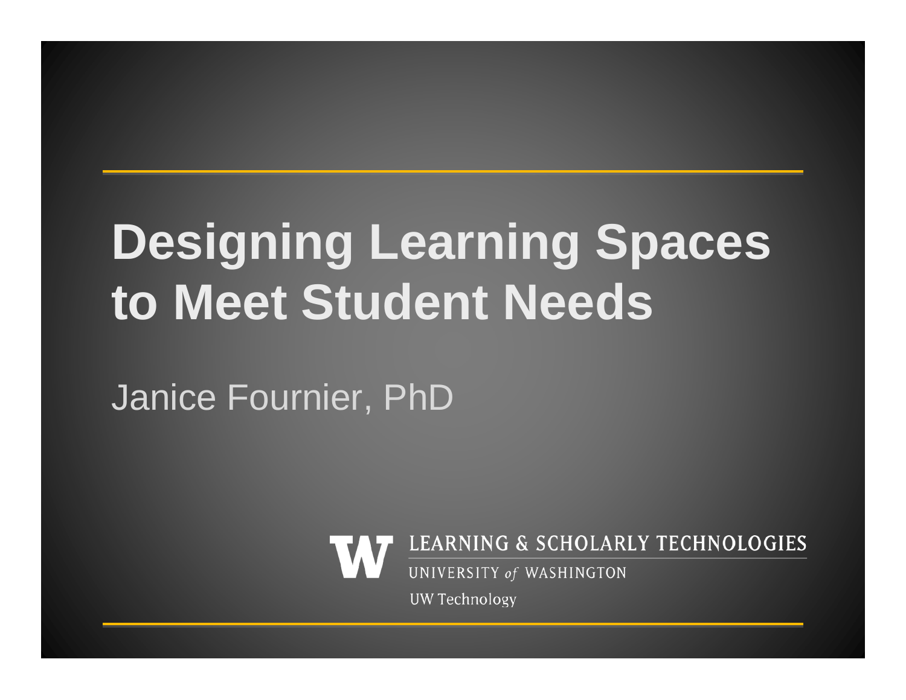# Designing Learning Spaces to Meet Student Needs

Janice Fournier, PhD

LEARNING & SCHOLARLY TECHNOLOGIES

UNIVERSITY *of* WASHINGTON

UW Technology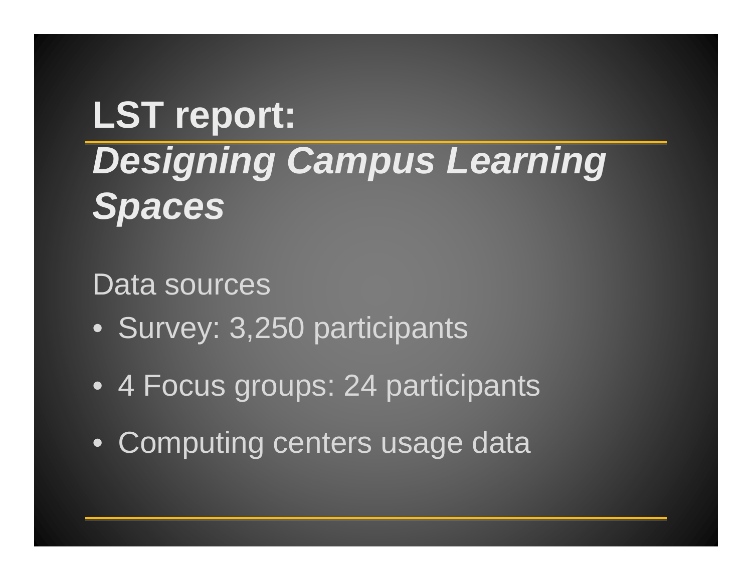# LST report:

## ***Designing Campus Learning Spaces***

Data sources

- Survey: 3,250 participants
- 4 Focus groups: 24 participants
- Computing centers usage data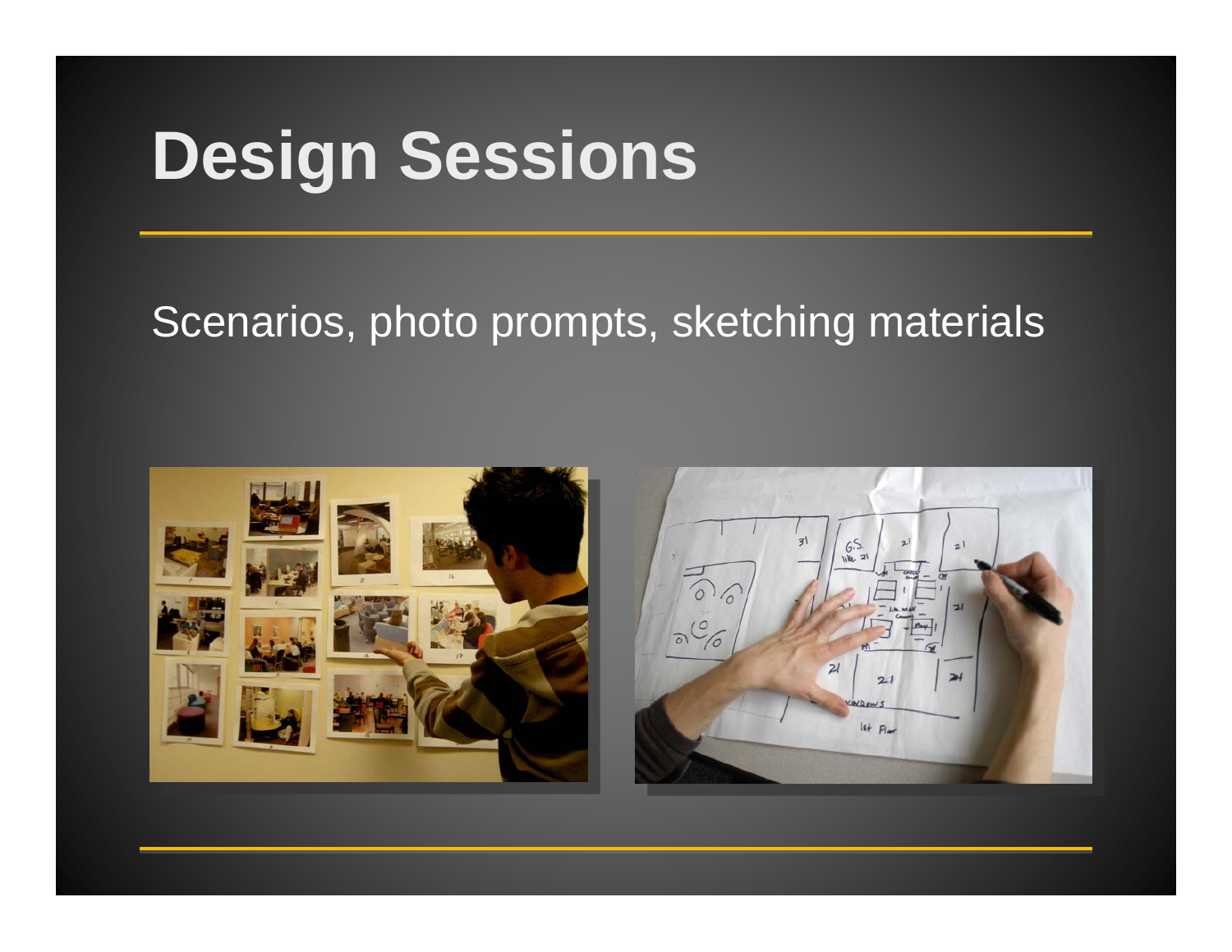# Design Sessions

Scenarios, photo prompts, sketching materials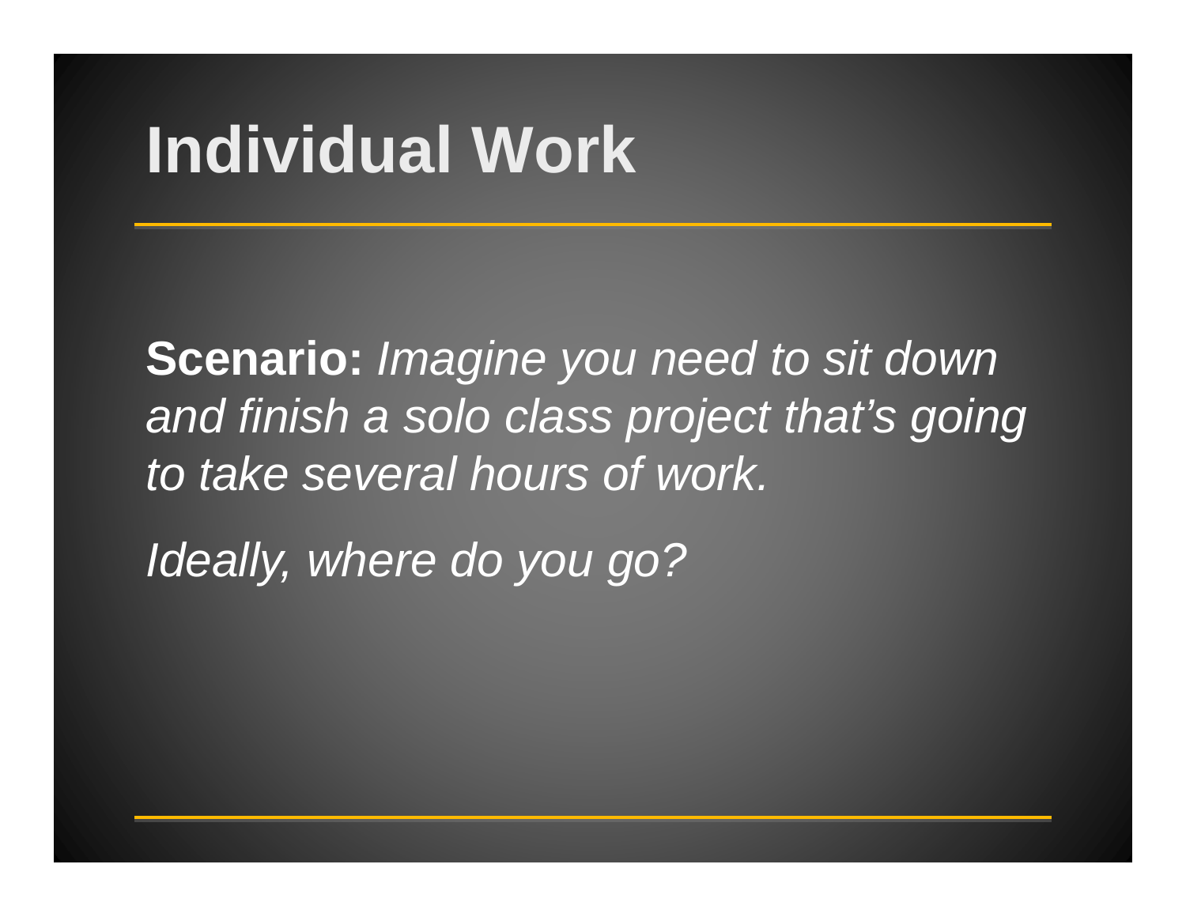# Individual Work

**Scenario:** *Imagine you need to sit down and finish a solo class project that's going to take several hours of work.*

*Ideally, where do you go?*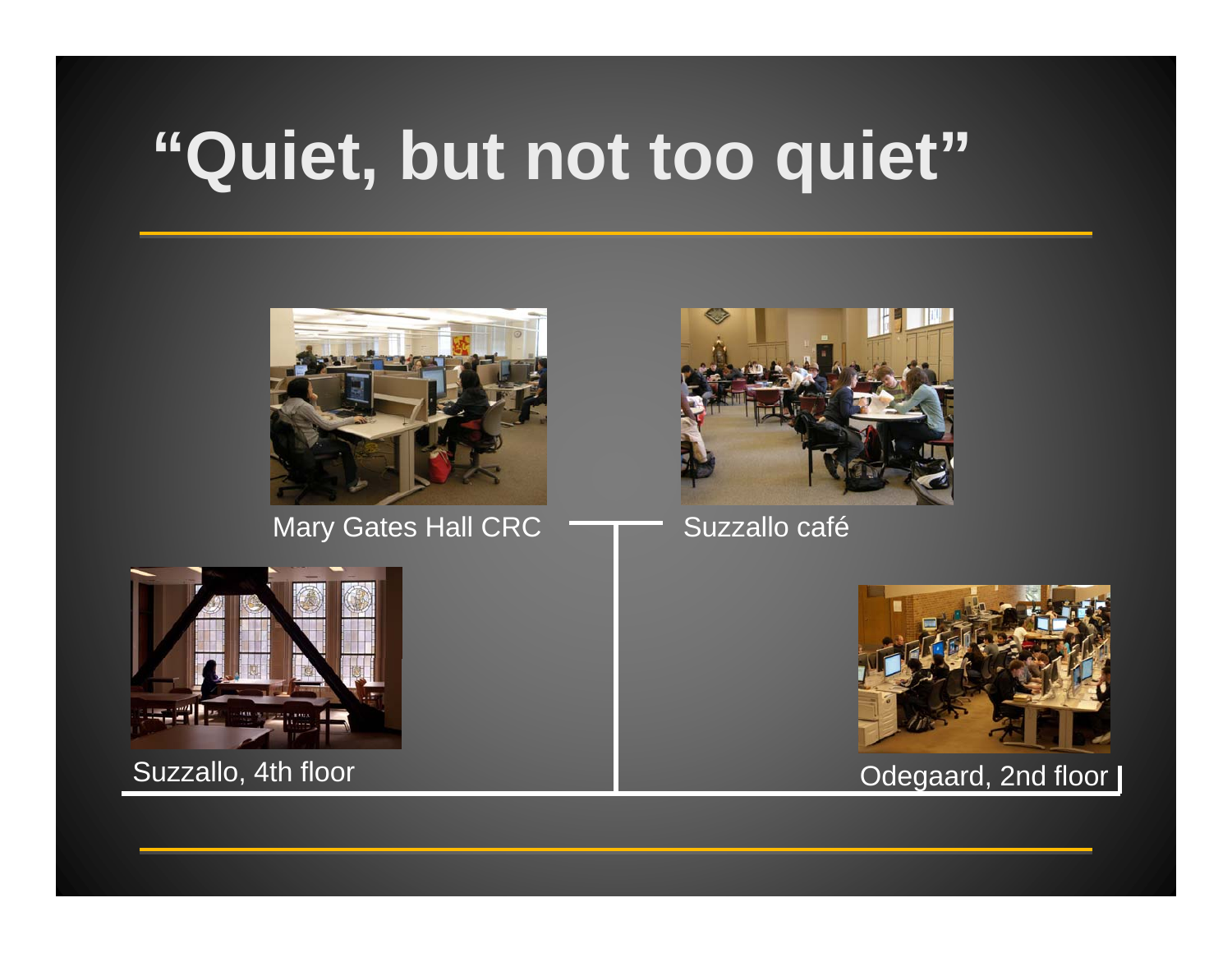# "Quiet, but not too quiet"

Mary Gates Hall CRC

Suzzallo café

Suzzallo, 4th floor

Odegaard, 2nd floor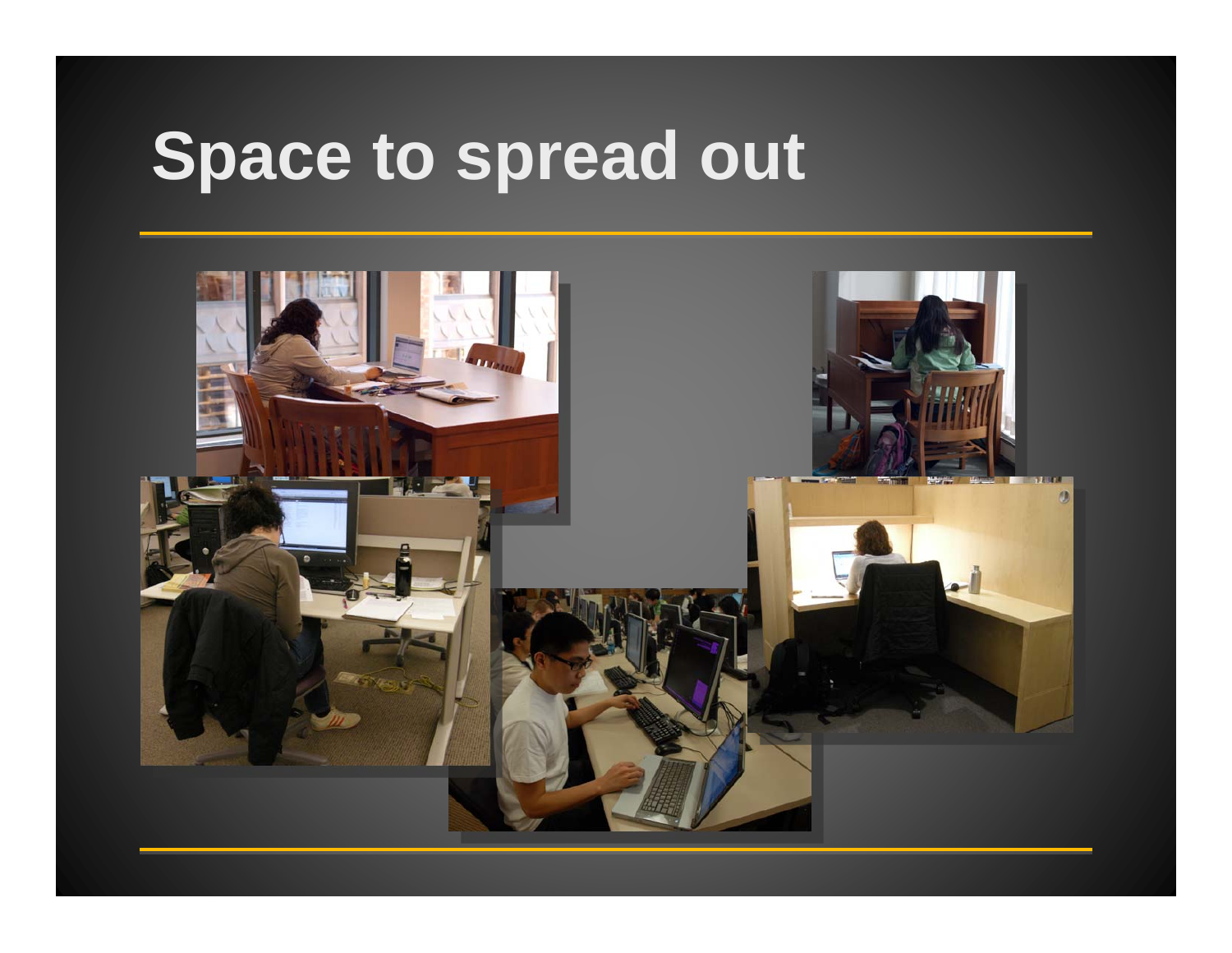# Space to spread out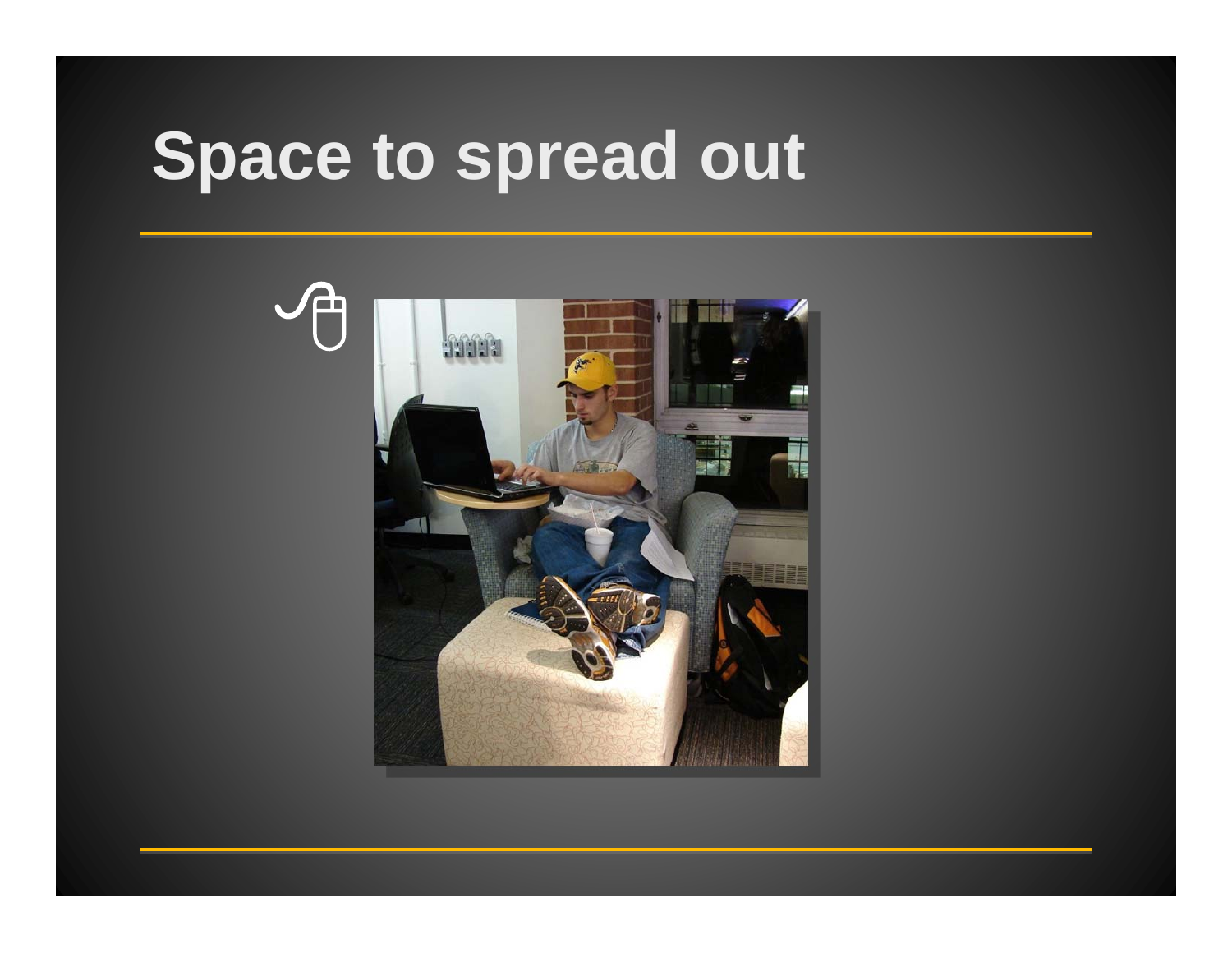# Space to spread out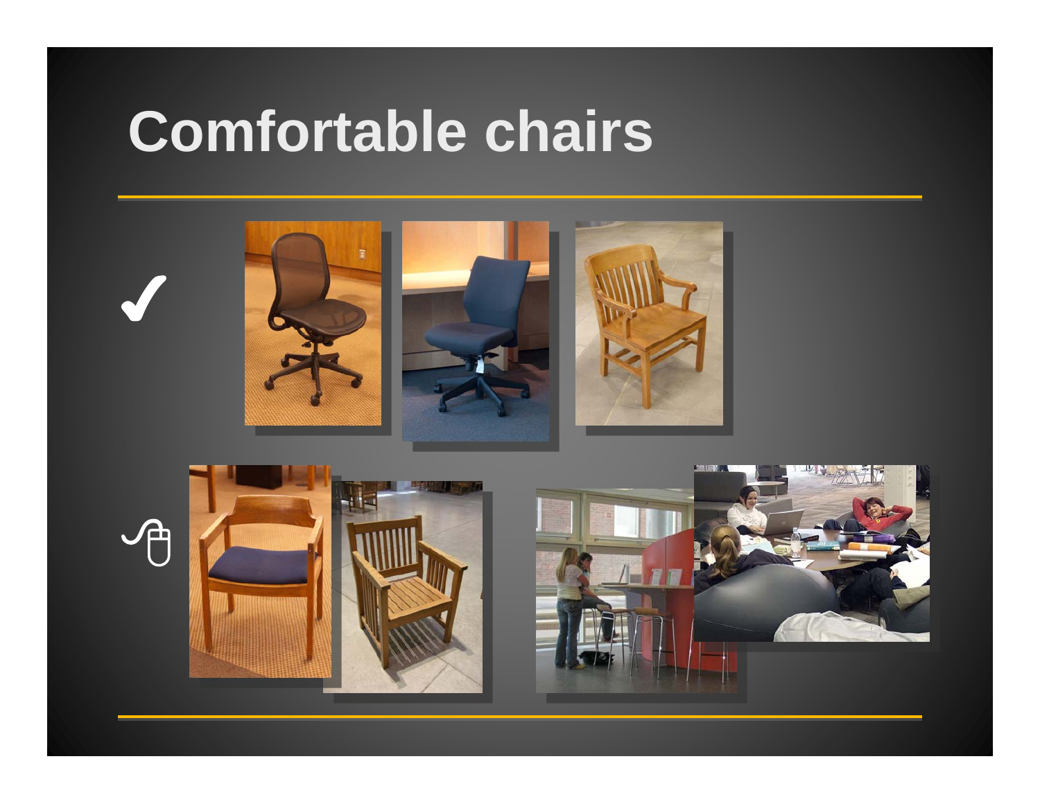# Comfortable chairs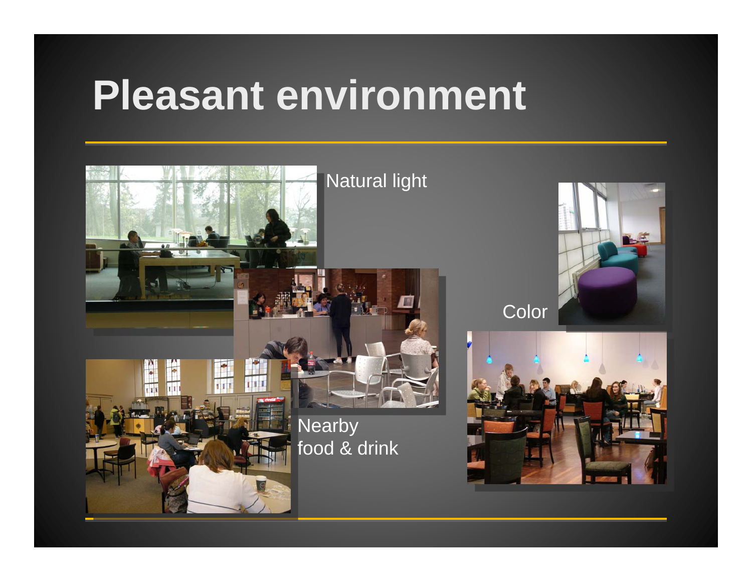# Pleasant environment

Natural light

Color

Nearby
food & drink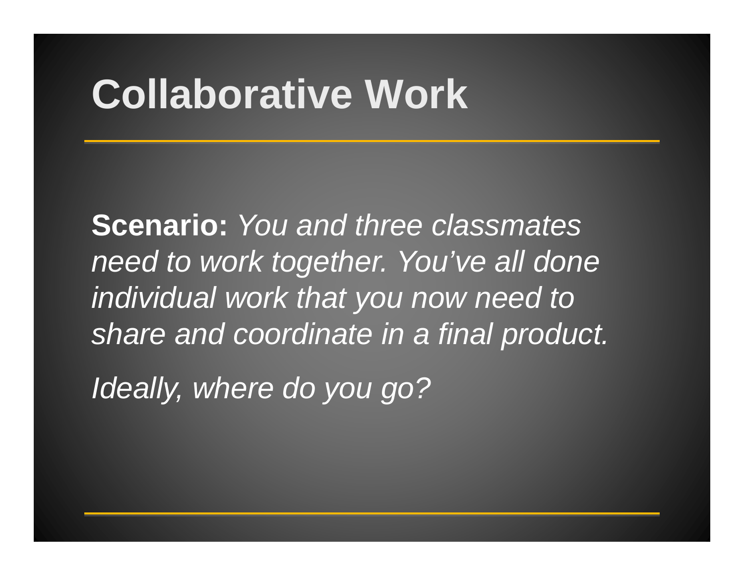# Collaborative Work

**Scenario:** *You and three classmates need to work together. You've all done individual work that you now need to share and coordinate in a final product.*

*Ideally, where do you go?*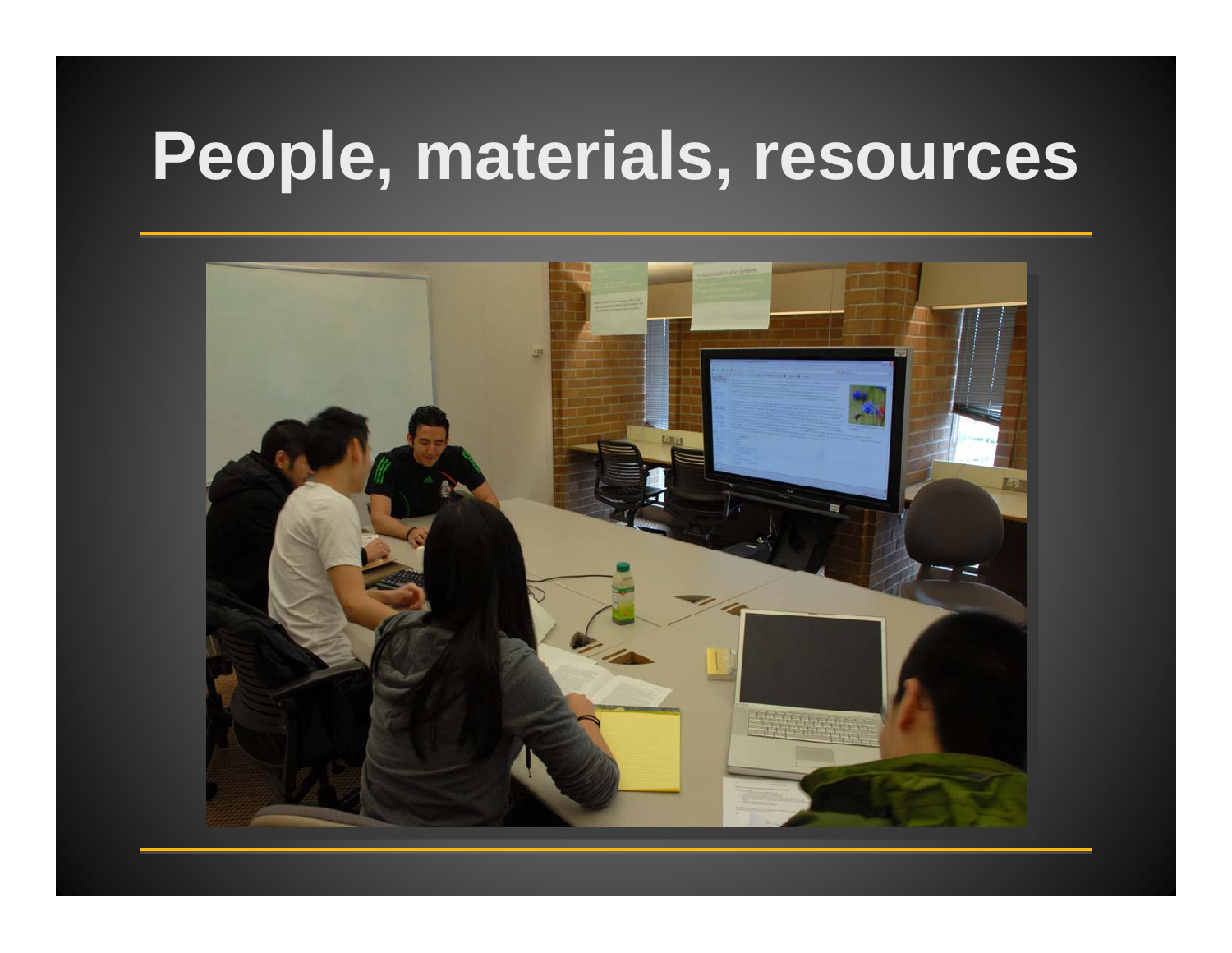# People, materials, resources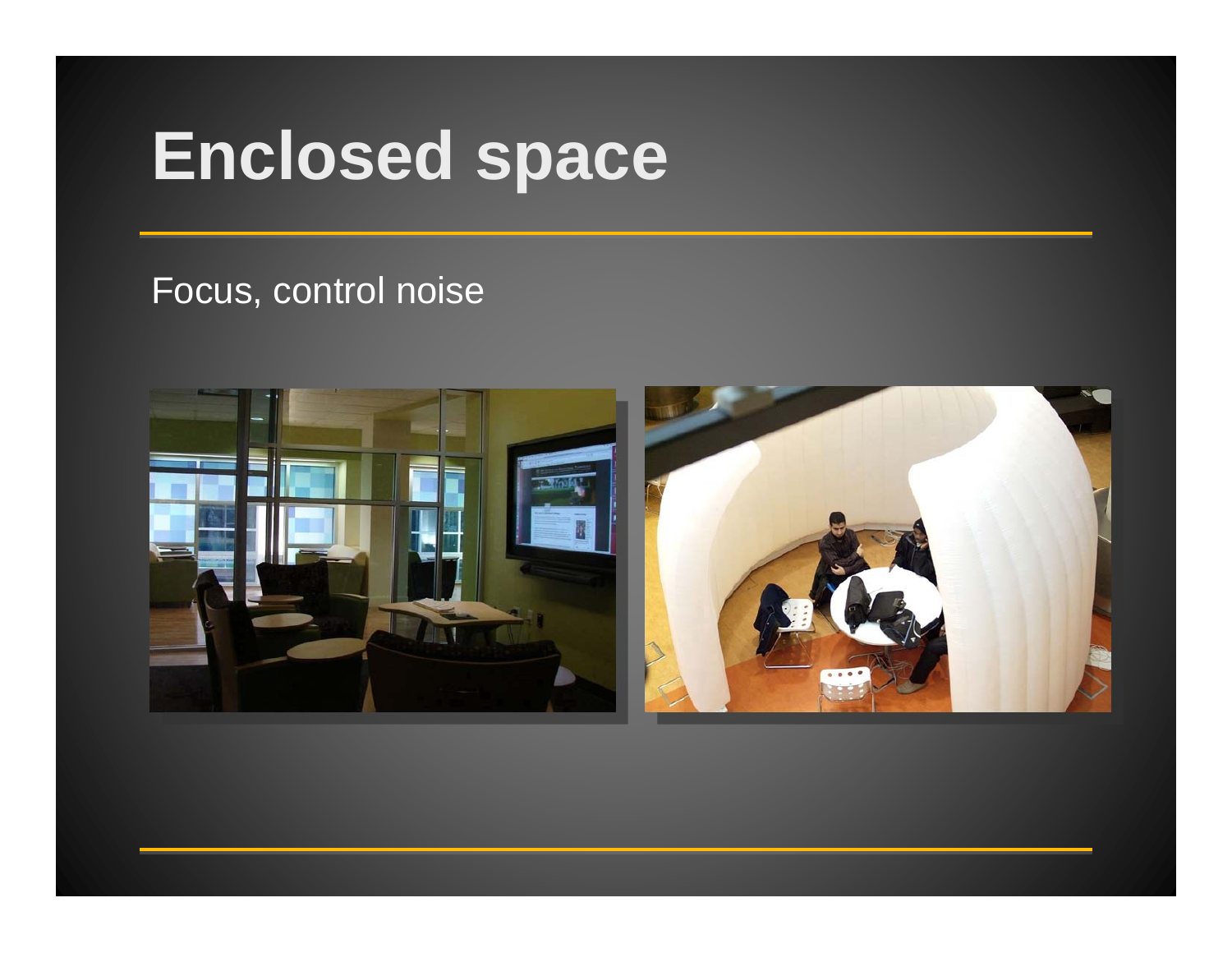# Enclosed space

Focus, control noise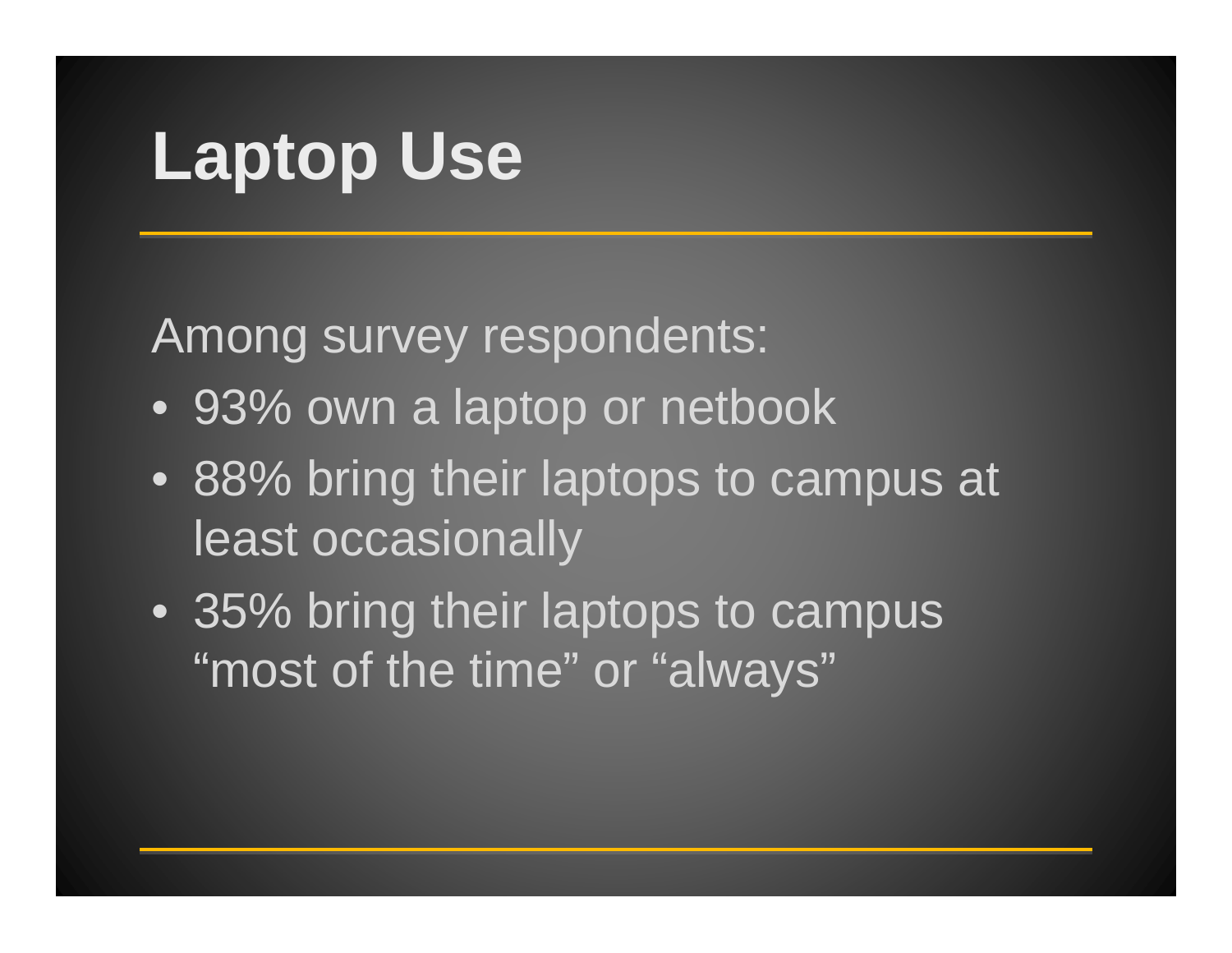# Laptop Use

Among survey respondents:

- 93% own a laptop or netbook
- 88% bring their laptops to campus at least occasionally
- 35% bring their laptops to campus “most of the time” or “always”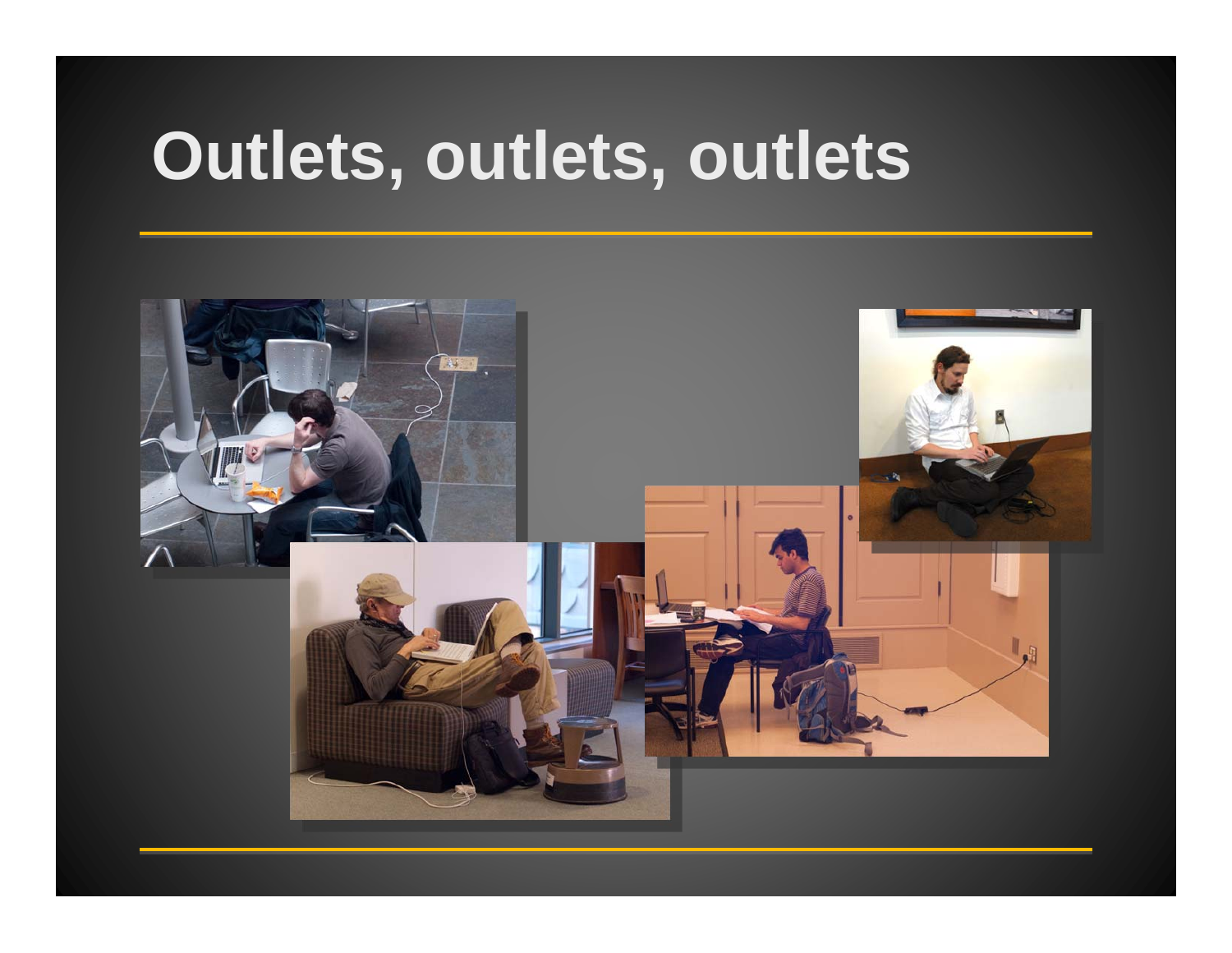# Outlets, outlets, outlets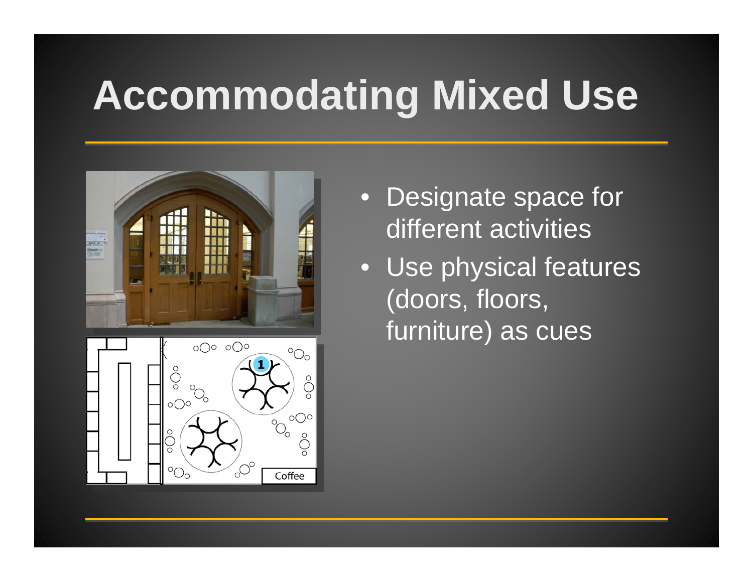# Accommodating Mixed Use

- Designate space for different activities
- Use physical features (doors, floors, furniture) as cues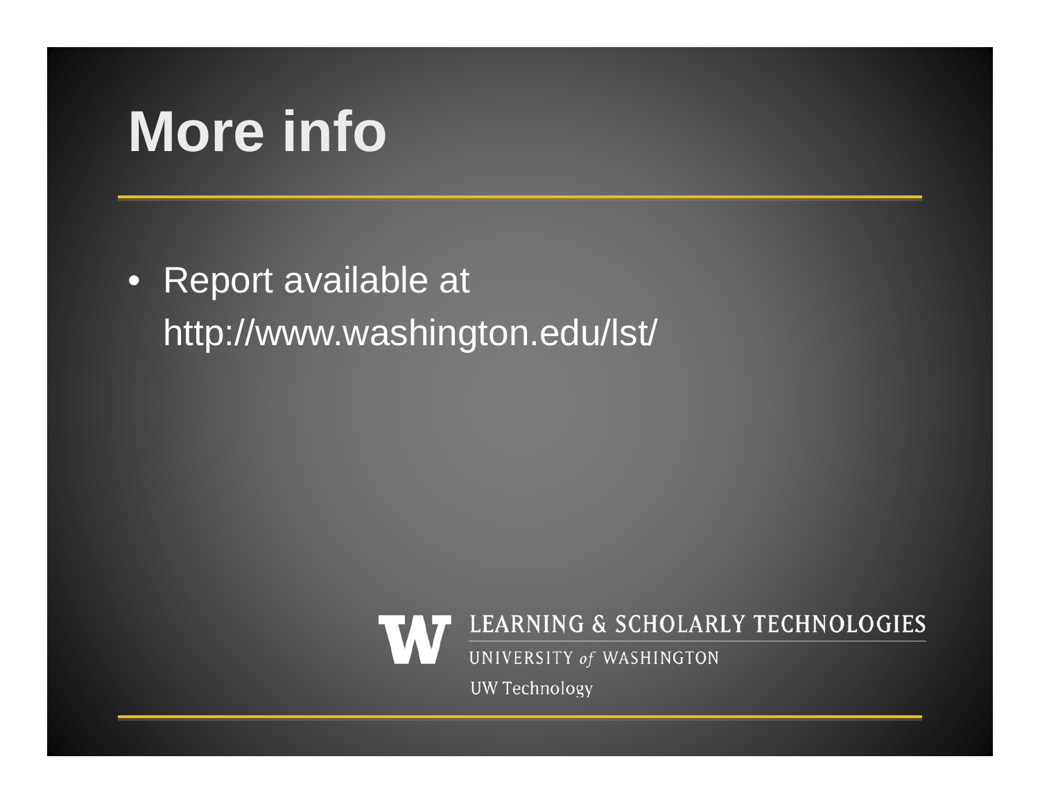# More info

- Report available at http://www.washington.edu/lst/

LEARNING & SCHOLARLY TECHNOLOGIES

UNIVERSITY *of* WASHINGTON

UW Technology